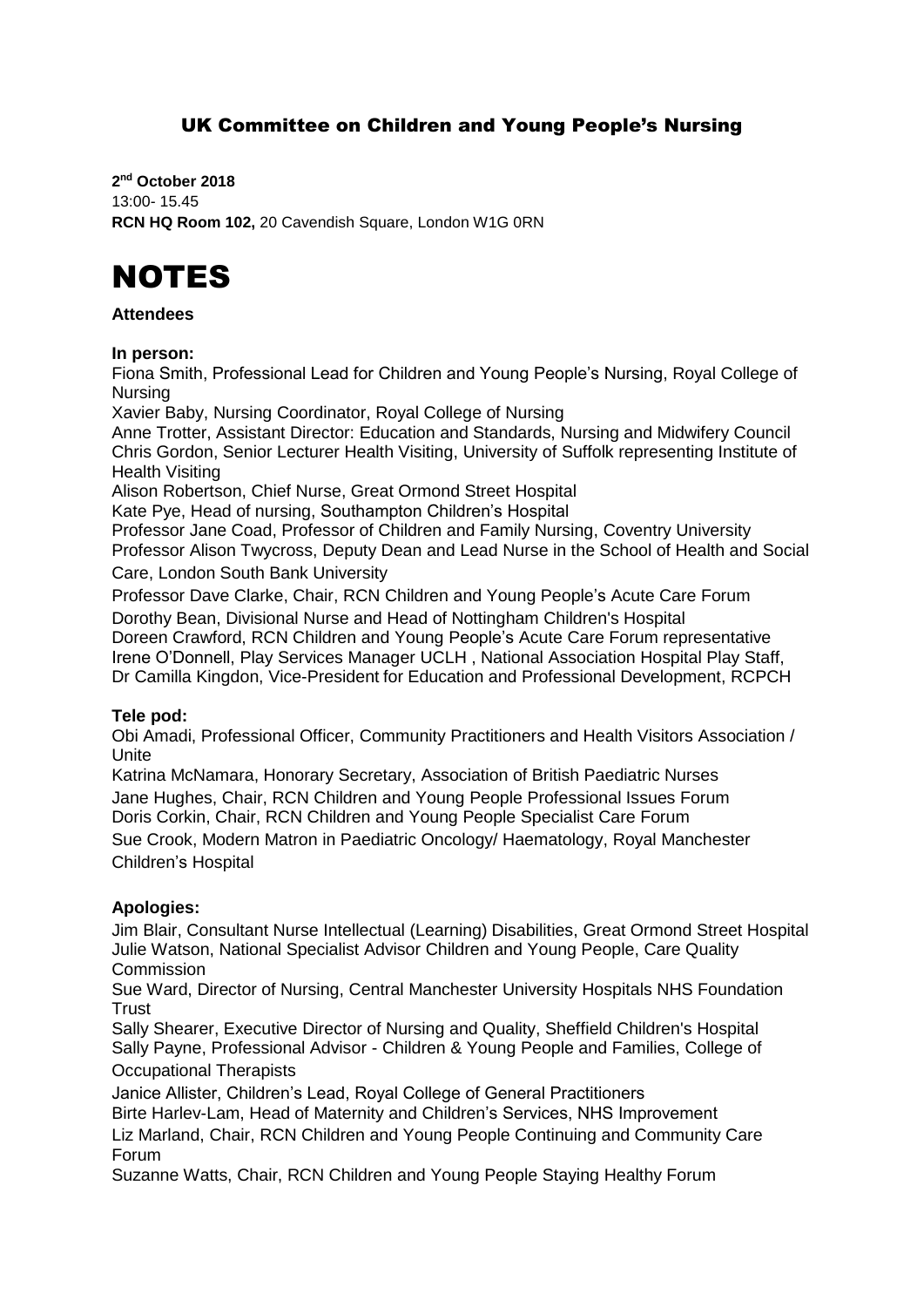# UK Committee on Children and Young People's Nursing

**2nd October 2018**
13:00- 15.45
**RCN HQ Room 102,** 20 Cavendish Square, London W1G 0RN

# NOTES

**Attendees**

**In person:**

Fiona Smith, Professional Lead for Children and Young People's Nursing, Royal College of Nursing
Xavier Baby, Nursing Coordinator, Royal College of Nursing
Anne Trotter, Assistant Director: Education and Standards, Nursing and Midwifery Council
Chris Gordon, Senior Lecturer Health Visiting, University of Suffolk representing Institute of Health Visiting
Alison Robertson, Chief Nurse, Great Ormond Street Hospital
Kate Pye, Head of nursing, Southampton Children's Hospital
Professor Jane Coad, Professor of Children and Family Nursing, Coventry University
Professor Alison Twycross, Deputy Dean and Lead Nurse in the School of Health and Social Care, London South Bank University
Professor Dave Clarke, Chair, RCN Children and Young People's Acute Care Forum
Dorothy Bean, Divisional Nurse and Head of Nottingham Children's Hospital
Doreen Crawford, RCN Children and Young People's Acute Care Forum representative
Irene O'Donnell, Play Services Manager UCLH , National Association Hospital Play Staff,
Dr Camilla Kingdon, Vice-President for Education and Professional Development, RCPCH

**Tele pod:**

Obi Amadi, Professional Officer, Community Practitioners and Health Visitors Association / Unite
Katrina McNamara, Honorary Secretary, Association of British Paediatric Nurses
Jane Hughes, Chair, RCN Children and Young People Professional Issues Forum
Doris Corkin, Chair, RCN Children and Young People Specialist Care Forum
Sue Crook, Modern Matron in Paediatric Oncology/ Haematology, Royal Manchester Children's Hospital

**Apologies:**

Jim Blair, Consultant Nurse Intellectual (Learning) Disabilities, Great Ormond Street Hospital
Julie Watson, National Specialist Advisor Children and Young People, Care Quality Commission
Sue Ward, Director of Nursing, Central Manchester University Hospitals NHS Foundation Trust
Sally Shearer, Executive Director of Nursing and Quality, Sheffield Children's Hospital
Sally Payne, Professional Advisor - Children & Young People and Families, College of Occupational Therapists
Janice Allister, Children's Lead, Royal College of General Practitioners
Birte Harlev-Lam, Head of Maternity and Children's Services, NHS Improvement
Liz Marland, Chair, RCN Children and Young People Continuing and Community Care Forum
Suzanne Watts, Chair, RCN Children and Young People Staying Healthy Forum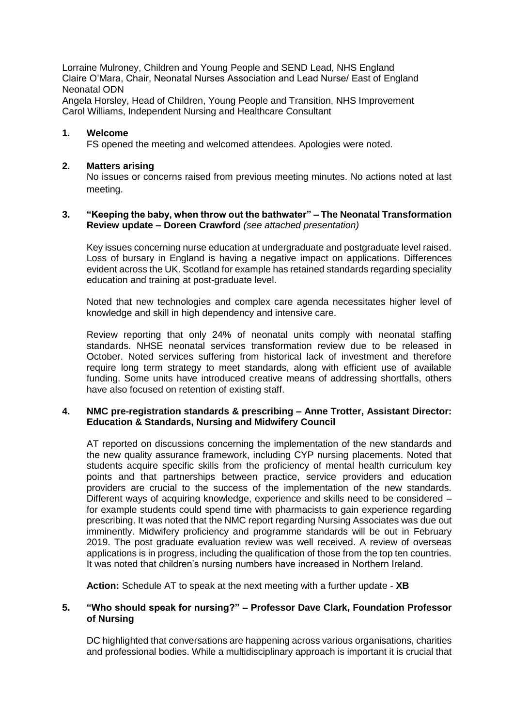Lorraine Mulroney, Children and Young People and SEND Lead, NHS England
Claire O'Mara, Chair, Neonatal Nurses Association and Lead Nurse/ East of England Neonatal ODN
Angela Horsley, Head of Children, Young People and Transition, NHS Improvement
Carol Williams, Independent Nursing and Healthcare Consultant

**1. Welcome**

FS opened the meeting and welcomed attendees. Apologies were noted.

**2. Matters arising**

No issues or concerns raised from previous meeting minutes. No actions noted at last meeting.

**3. "Keeping the baby, when throw out the bathwater" – The Neonatal Transformation Review update – Doreen Crawford** *(see attached presentation)*

Key issues concerning nurse education at undergraduate and postgraduate level raised. Loss of bursary in England is having a negative impact on applications. Differences evident across the UK. Scotland for example has retained standards regarding speciality education and training at post-graduate level.

Noted that new technologies and complex care agenda necessitates higher level of knowledge and skill in high dependency and intensive care.

Review reporting that only 24% of neonatal units comply with neonatal staffing standards. NHSE neonatal services transformation review due to be released in October. Noted services suffering from historical lack of investment and therefore require long term strategy to meet standards, along with efficient use of available funding. Some units have introduced creative means of addressing shortfalls, others have also focused on retention of existing staff.

**4. NMC pre-registration standards & prescribing – Anne Trotter, Assistant Director: Education & Standards, Nursing and Midwifery Council**

AT reported on discussions concerning the implementation of the new standards and the new quality assurance framework, including CYP nursing placements. Noted that students acquire specific skills from the proficiency of mental health curriculum key points and that partnerships between practice, service providers and education providers are crucial to the success of the implementation of the new standards. Different ways of acquiring knowledge, experience and skills need to be considered – for example students could spend time with pharmacists to gain experience regarding prescribing. It was noted that the NMC report regarding Nursing Associates was due out imminently. Midwifery proficiency and programme standards will be out in February 2019. The post graduate evaluation review was well received. A review of overseas applications is in progress, including the qualification of those from the top ten countries. It was noted that children's nursing numbers have increased in Northern Ireland.

**Action:** Schedule AT to speak at the next meeting with a further update - **XB**

**5. "Who should speak for nursing?" – Professor Dave Clark, Foundation Professor of Nursing**

DC highlighted that conversations are happening across various organisations, charities and professional bodies. While a multidisciplinary approach is important it is crucial that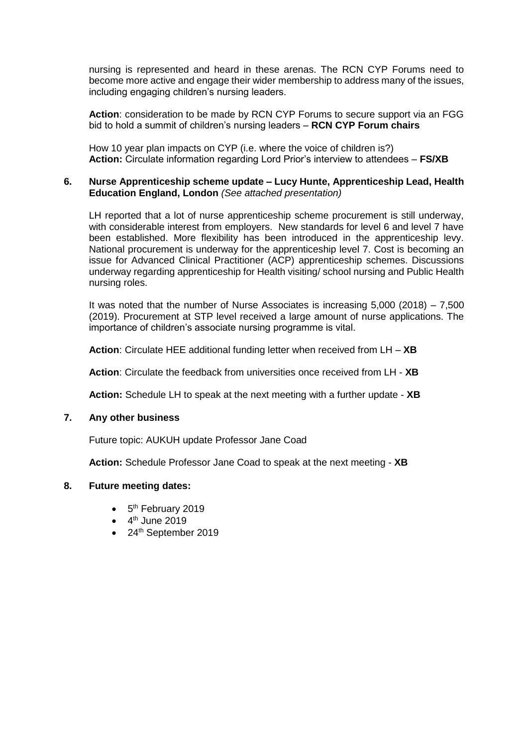nursing is represented and heard in these arenas. The RCN CYP Forums need to become more active and engage their wider membership to address many of the issues, including engaging children's nursing leaders.

**Action**: consideration to be made by RCN CYP Forums to secure support via an FGG bid to hold a summit of children's nursing leaders – **RCN CYP Forum chairs**

How 10 year plan impacts on CYP (i.e. where the voice of children is?)
**Action:** Circulate information regarding Lord Prior's interview to attendees – **FS/XB**

**6. Nurse Apprenticeship scheme update – Lucy Hunte, Apprenticeship Lead, Health Education England, London** *(See attached presentation)*

LH reported that a lot of nurse apprenticeship scheme procurement is still underway, with considerable interest from employers. New standards for level 6 and level 7 have been established. More flexibility has been introduced in the apprenticeship levy. National procurement is underway for the apprenticeship level 7. Cost is becoming an issue for Advanced Clinical Practitioner (ACP) apprenticeship schemes. Discussions underway regarding apprenticeship for Health visiting/ school nursing and Public Health nursing roles.

It was noted that the number of Nurse Associates is increasing 5,000 (2018) – 7,500 (2019). Procurement at STP level received a large amount of nurse applications. The importance of children's associate nursing programme is vital.

**Action**: Circulate HEE additional funding letter when received from LH – **XB**

**Action**: Circulate the feedback from universities once received from LH - **XB**

**Action:** Schedule LH to speak at the next meeting with a further update - **XB**

**7. Any other business**

Future topic: AUKUH update Professor Jane Coad

**Action:** Schedule Professor Jane Coad to speak at the next meeting - **XB**

**8. Future meeting dates:**

- 5th February 2019
- 4th June 2019
- 24th September 2019